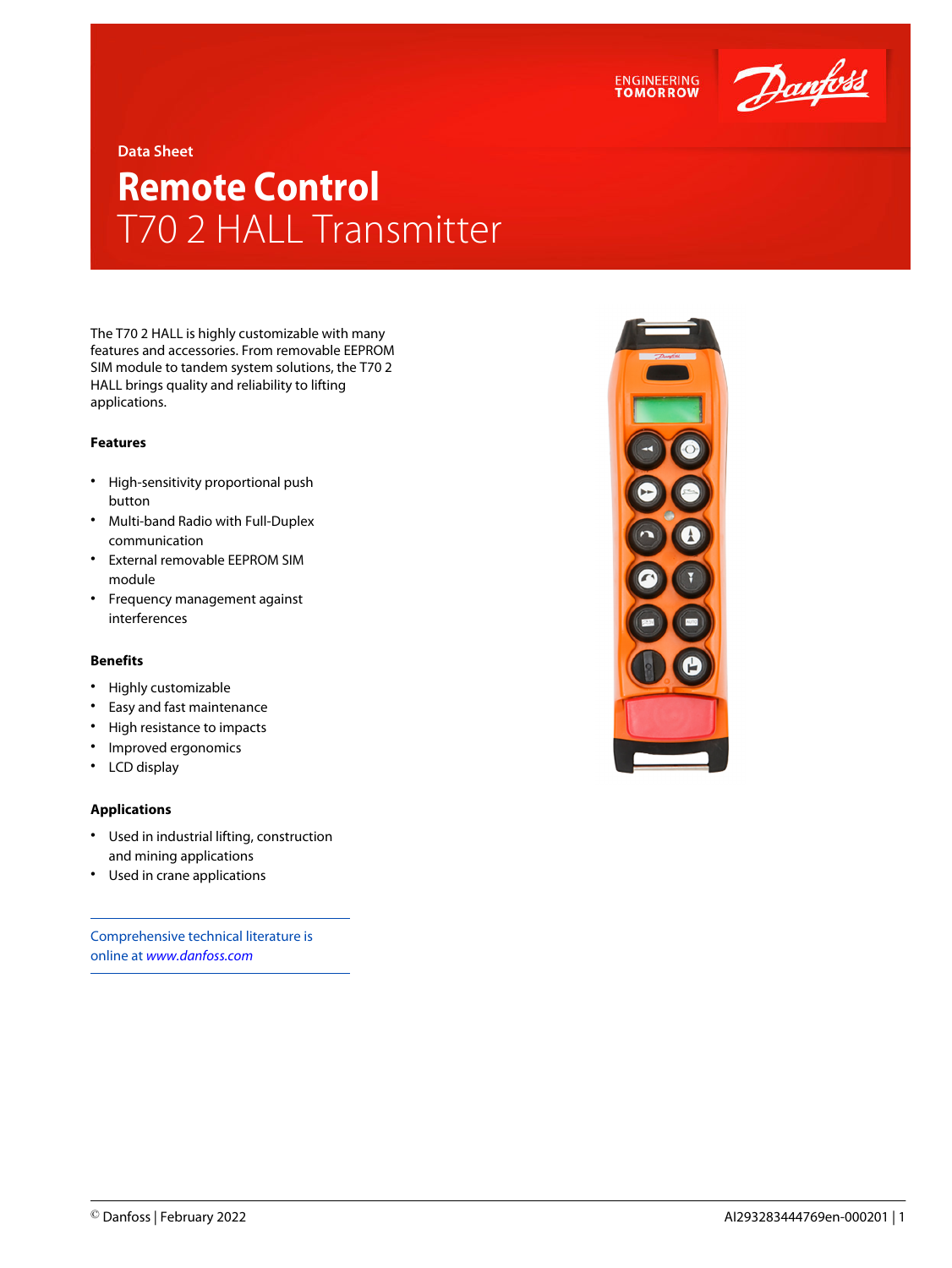Data Sheet

# Remote Control

## T70 2 HALL Transmitter

The T70 2 HALL is highly customizable with many features and accessories. From removable EEPROM SIM module to tandem system solutions, the T70 2 HALL brings quality and reliability to lifting applications.

### Features

- High-sensitivity proportional push button
- Multi-band Radio with Full-Duplex communication
- External removable EEPROM SIM module
- Frequency management against interferences

### Benefits

- Highly customizable
- Easy and fast maintenance
- High resistance to impacts
- Improved ergonomics
- LCD display

### Applications

- Used in industrial lifting, construction and mining applications
- Used in crane applications

Comprehensive technical literature is online at *www.danfoss.com*

© Danfoss | February 2022

AI293283444769en-000201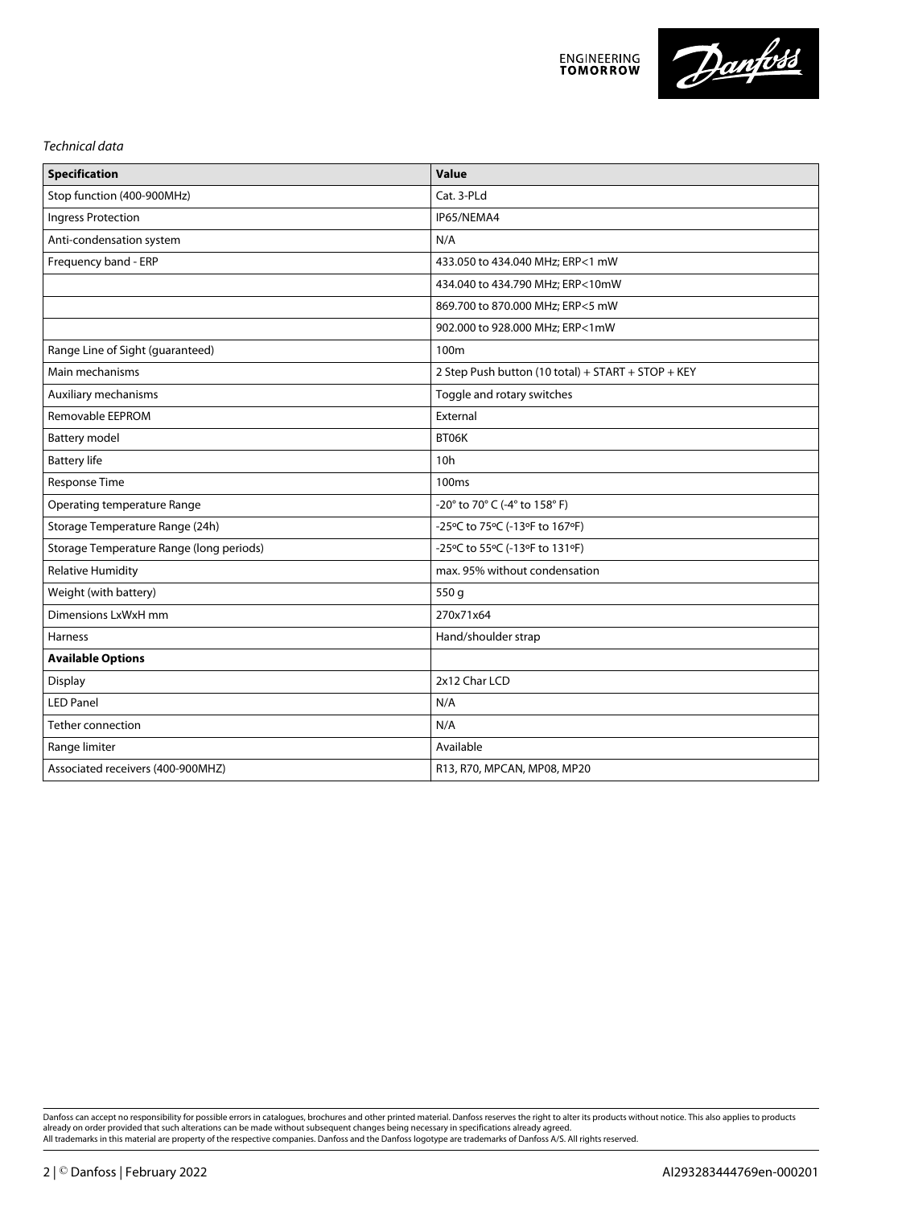*Technical data*

| **Specification** | **Value** |
| --- | --- |
| Stop function (400-900MHz) | Cat. 3-PLd |
| Ingress Protection | IP65/NEMA4 |
| Anti-condensation system | N/A |
| Frequency band - ERP | 433.050 to 434.040 MHz; ERP<1 mW |
| | 434.040 to 434.790 MHz; ERP<10mW |
| | 869.700 to 870.000 MHz; ERP<5 mW |
| | 902.000 to 928.000 MHz; ERP<1mW |
| Range Line of Sight (guaranteed) | 100m |
| Main mechanisms | 2 Step Push button (10 total) + START + STOP + KEY |
| Auxiliary mechanisms | Toggle and rotary switches |
| Removable EEPROM | External |
| Battery model | BT06K |
| Battery life | 10h |
| Response Time | 100ms |
| Operating temperature Range | -20° to 70° C (-4° to 158° F) |
| Storage Temperature Range (24h) | -25ºC to 75ºC (-13ºF to 167ºF) |
| Storage Temperature Range (long periods) | -25ºC to 55ºC (-13ºF to 131ºF) |
| Relative Humidity | max. 95% without condensation |
| Weight (with battery) | 550 g |
| Dimensions LxWxH mm | 270x71x64 |
| Harness | Hand/shoulder strap |
| **Available Options** | |
| Display | 2x12 Char LCD |
| LED Panel | N/A |
| Tether connection | N/A |
| Range limiter | Available |
| Associated receivers (400-900MHZ) | R13, R70, MPCAN, MP08, MP20 |

Danfoss can accept no responsibility for possible errors in catalogues, brochures and other printed material. Danfoss reserves the right to alter its products without notice. This also applies to products already on order provided that such alterations can be made without subsequent changes being necessary in specifications already agreed.
All trademarks in this material are property of the respective companies. Danfoss and the Danfoss logotype are trademarks of Danfoss A/S. All rights reserved.

AI293283444769en-000201